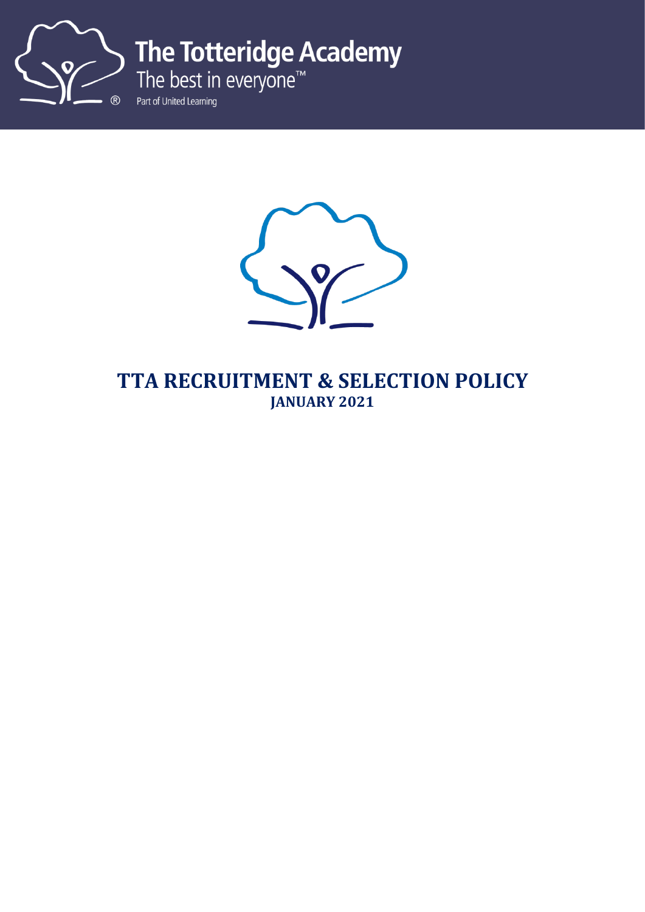The Totteridge Academy

The best in everyone™

Part of United Learning

# TTA RECRUITMENT & SELECTION POLICY

**JANUARY 2021**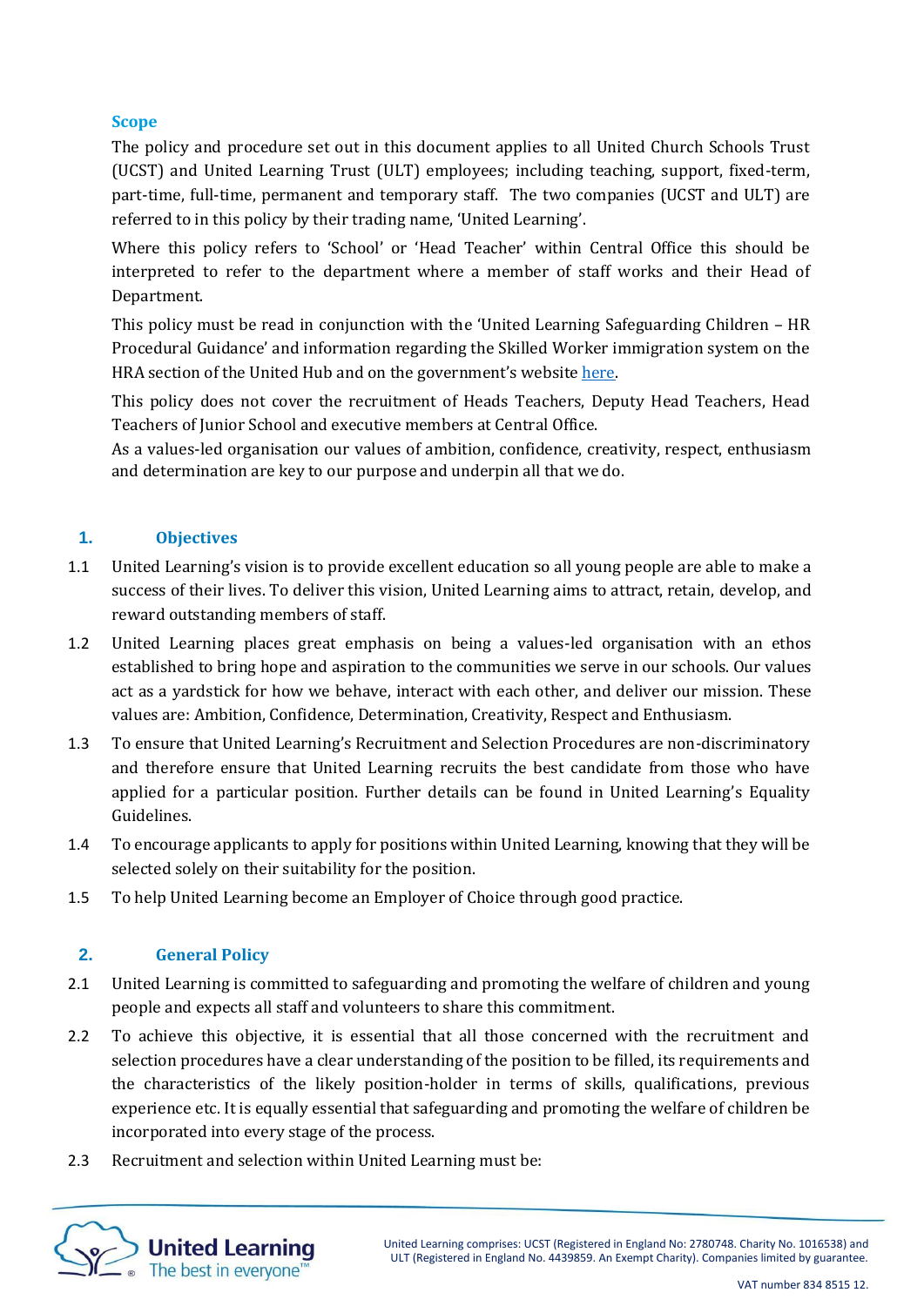## Scope

The policy and procedure set out in this document applies to all United Church Schools Trust (UCST) and United Learning Trust (ULT) employees; including teaching, support, fixed-term, part-time, full-time, permanent and temporary staff. The two companies (UCST and ULT) are referred to in this policy by their trading name, 'United Learning'.

Where this policy refers to 'School' or 'Head Teacher' within Central Office this should be interpreted to refer to the department where a member of staff works and their Head of Department.

This policy must be read in conjunction with the 'United Learning Safeguarding Children – HR Procedural Guidance' and information regarding the Skilled Worker immigration system on the HRA section of the United Hub and on the government's website here.

This policy does not cover the recruitment of Heads Teachers, Deputy Head Teachers, Head Teachers of Junior School and executive members at Central Office.

As a values-led organisation our values of ambition, confidence, creativity, respect, enthusiasm and determination are key to our purpose and underpin all that we do.

## 1. Objectives

1.1 United Learning's vision is to provide excellent education so all young people are able to make a success of their lives. To deliver this vision, United Learning aims to attract, retain, develop, and reward outstanding members of staff.

1.2 United Learning places great emphasis on being a values-led organisation with an ethos established to bring hope and aspiration to the communities we serve in our schools. Our values act as a yardstick for how we behave, interact with each other, and deliver our mission. These values are: Ambition, Confidence, Determination, Creativity, Respect and Enthusiasm.

1.3 To ensure that United Learning's Recruitment and Selection Procedures are non-discriminatory and therefore ensure that United Learning recruits the best candidate from those who have applied for a particular position. Further details can be found in United Learning's Equality Guidelines.

1.4 To encourage applicants to apply for positions within United Learning, knowing that they will be selected solely on their suitability for the position.

1.5 To help United Learning become an Employer of Choice through good practice.

## 2. General Policy

2.1 United Learning is committed to safeguarding and promoting the welfare of children and young people and expects all staff and volunteers to share this commitment.

2.2 To achieve this objective, it is essential that all those concerned with the recruitment and selection procedures have a clear understanding of the position to be filled, its requirements and the characteristics of the likely position-holder in terms of skills, qualifications, previous experience etc. It is equally essential that safeguarding and promoting the welfare of children be incorporated into every stage of the process.

2.3 Recruitment and selection within United Learning must be: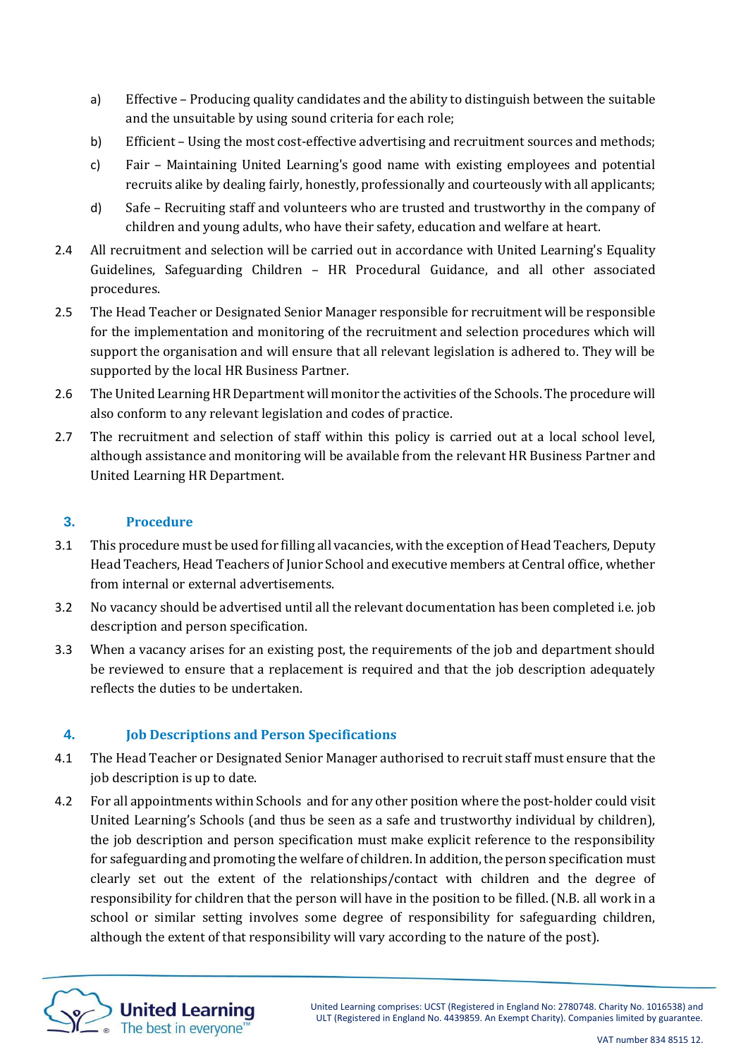a) Effective – Producing quality candidates and the ability to distinguish between the suitable and the unsuitable by using sound criteria for each role;

b) Efficient – Using the most cost-effective advertising and recruitment sources and methods;

c) Fair – Maintaining United Learning's good name with existing employees and potential recruits alike by dealing fairly, honestly, professionally and courteously with all applicants;

d) Safe – Recruiting staff and volunteers who are trusted and trustworthy in the company of children and young adults, who have their safety, education and welfare at heart.

2.4 All recruitment and selection will be carried out in accordance with United Learning's Equality Guidelines, Safeguarding Children – HR Procedural Guidance, and all other associated procedures.

2.5 The Head Teacher or Designated Senior Manager responsible for recruitment will be responsible for the implementation and monitoring of the recruitment and selection procedures which will support the organisation and will ensure that all relevant legislation is adhered to. They will be supported by the local HR Business Partner.

2.6 The United Learning HR Department will monitor the activities of the Schools. The procedure will also conform to any relevant legislation and codes of practice.

2.7 The recruitment and selection of staff within this policy is carried out at a local school level, although assistance and monitoring will be available from the relevant HR Business Partner and United Learning HR Department.

## 3. Procedure

3.1 This procedure must be used for filling all vacancies, with the exception of Head Teachers, Deputy Head Teachers, Head Teachers of Junior School and executive members at Central office, whether from internal or external advertisements.

3.2 No vacancy should be advertised until all the relevant documentation has been completed i.e. job description and person specification.

3.3 When a vacancy arises for an existing post, the requirements of the job and department should be reviewed to ensure that a replacement is required and that the job description adequately reflects the duties to be undertaken.

## 4. Job Descriptions and Person Specifications

4.1 The Head Teacher or Designated Senior Manager authorised to recruit staff must ensure that the job description is up to date.

4.2 For all appointments within Schools and for any other position where the post-holder could visit United Learning's Schools (and thus be seen as a safe and trustworthy individual by children), the job description and person specification must make explicit reference to the responsibility for safeguarding and promoting the welfare of children. In addition, the person specification must clearly set out the extent of the relationships/contact with children and the degree of responsibility for children that the person will have in the position to be filled. (N.B. all work in a school or similar setting involves some degree of responsibility for safeguarding children, although the extent of that responsibility will vary according to the nature of the post).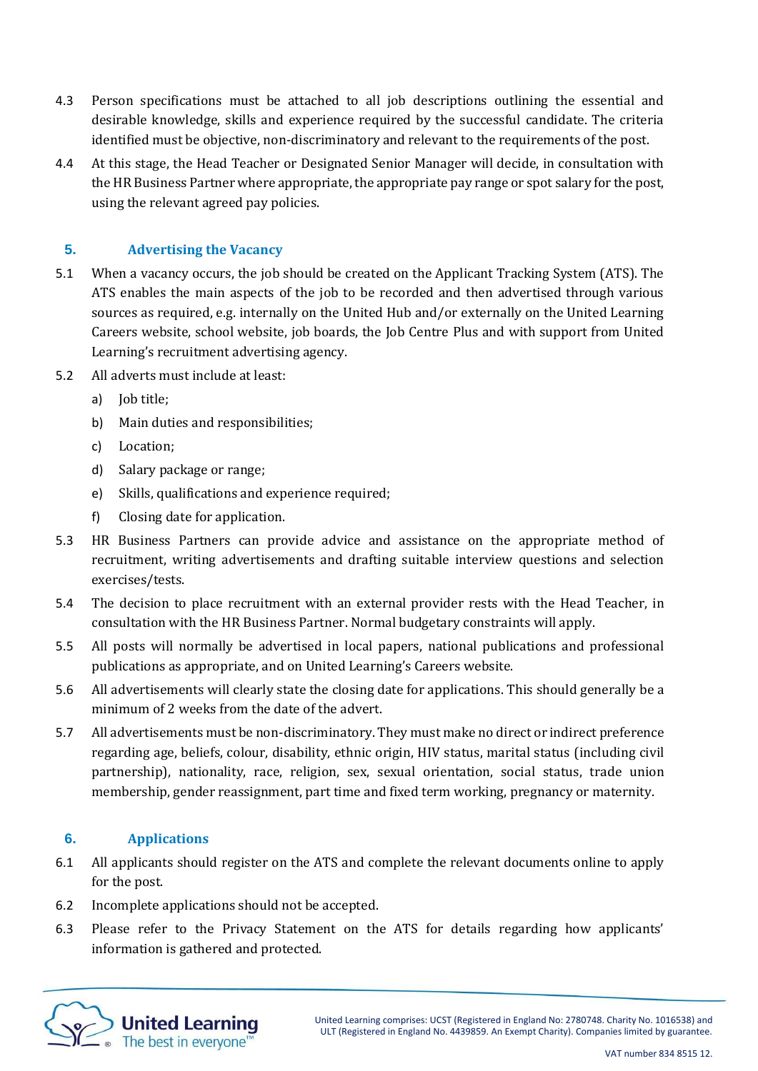4.3 Person specifications must be attached to all job descriptions outlining the essential and desirable knowledge, skills and experience required by the successful candidate. The criteria identified must be objective, non-discriminatory and relevant to the requirements of the post.

4.4 At this stage, the Head Teacher or Designated Senior Manager will decide, in consultation with the HR Business Partner where appropriate, the appropriate pay range or spot salary for the post, using the relevant agreed pay policies.

## 5. Advertising the Vacancy

5.1 When a vacancy occurs, the job should be created on the Applicant Tracking System (ATS). The ATS enables the main aspects of the job to be recorded and then advertised through various sources as required, e.g. internally on the United Hub and/or externally on the United Learning Careers website, school website, job boards, the Job Centre Plus and with support from United Learning's recruitment advertising agency.

5.2 All adverts must include at least:

a) Job title;

b) Main duties and responsibilities;

c) Location;

d) Salary package or range;

e) Skills, qualifications and experience required;

f) Closing date for application.

5.3 HR Business Partners can provide advice and assistance on the appropriate method of recruitment, writing advertisements and drafting suitable interview questions and selection exercises/tests.

5.4 The decision to place recruitment with an external provider rests with the Head Teacher, in consultation with the HR Business Partner. Normal budgetary constraints will apply.

5.5 All posts will normally be advertised in local papers, national publications and professional publications as appropriate, and on United Learning's Careers website.

5.6 All advertisements will clearly state the closing date for applications. This should generally be a minimum of 2 weeks from the date of the advert.

5.7 All advertisements must be non-discriminatory. They must make no direct or indirect preference regarding age, beliefs, colour, disability, ethnic origin, HIV status, marital status (including civil partnership), nationality, race, religion, sex, sexual orientation, social status, trade union membership, gender reassignment, part time and fixed term working, pregnancy or maternity.

## 6. Applications

6.1 All applicants should register on the ATS and complete the relevant documents online to apply for the post.

6.2 Incomplete applications should not be accepted.

6.3 Please refer to the Privacy Statement on the ATS for details regarding how applicants' information is gathered and protected.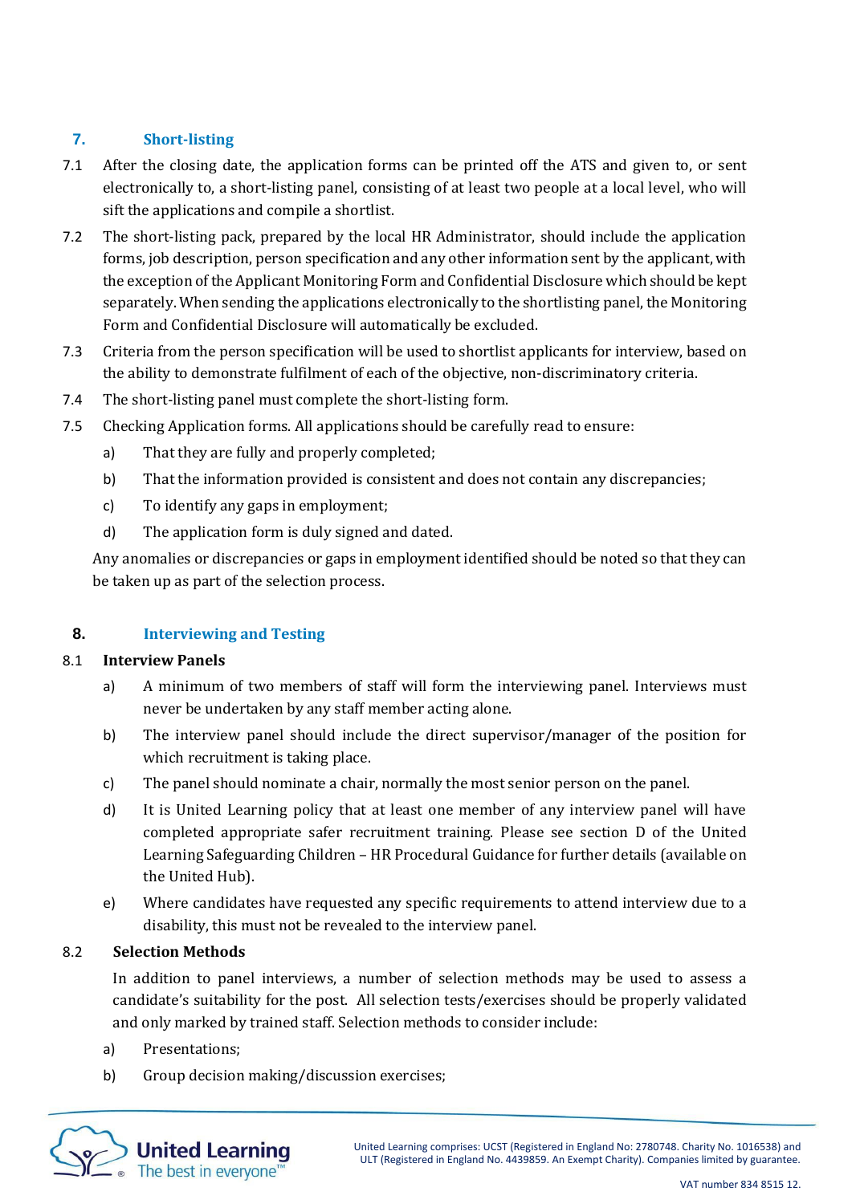## 7. Short-listing

7.1 After the closing date, the application forms can be printed off the ATS and given to, or sent electronically to, a short-listing panel, consisting of at least two people at a local level, who will sift the applications and compile a shortlist.

7.2 The short-listing pack, prepared by the local HR Administrator, should include the application forms, job description, person specification and any other information sent by the applicant, with the exception of the Applicant Monitoring Form and Confidential Disclosure which should be kept separately. When sending the applications electronically to the shortlisting panel, the Monitoring Form and Confidential Disclosure will automatically be excluded.

7.3 Criteria from the person specification will be used to shortlist applicants for interview, based on the ability to demonstrate fulfilment of each of the objective, non-discriminatory criteria.

7.4 The short-listing panel must complete the short-listing form.

7.5 Checking Application forms. All applications should be carefully read to ensure:

a) That they are fully and properly completed;

b) That the information provided is consistent and does not contain any discrepancies;

c) To identify any gaps in employment;

d) The application form is duly signed and dated.

Any anomalies or discrepancies or gaps in employment identified should be noted so that they can be taken up as part of the selection process.

## 8. Interviewing and Testing

### 8.1 Interview Panels

a) A minimum of two members of staff will form the interviewing panel. Interviews must never be undertaken by any staff member acting alone.

b) The interview panel should include the direct supervisor/manager of the position for which recruitment is taking place.

c) The panel should nominate a chair, normally the most senior person on the panel.

d) It is United Learning policy that at least one member of any interview panel will have completed appropriate safer recruitment training. Please see section D of the United Learning Safeguarding Children – HR Procedural Guidance for further details (available on the United Hub).

e) Where candidates have requested any specific requirements to attend interview due to a disability, this must not be revealed to the interview panel.

### 8.2 Selection Methods

In addition to panel interviews, a number of selection methods may be used to assess a candidate's suitability for the post. All selection tests/exercises should be properly validated and only marked by trained staff. Selection methods to consider include:

a) Presentations;

b) Group decision making/discussion exercises;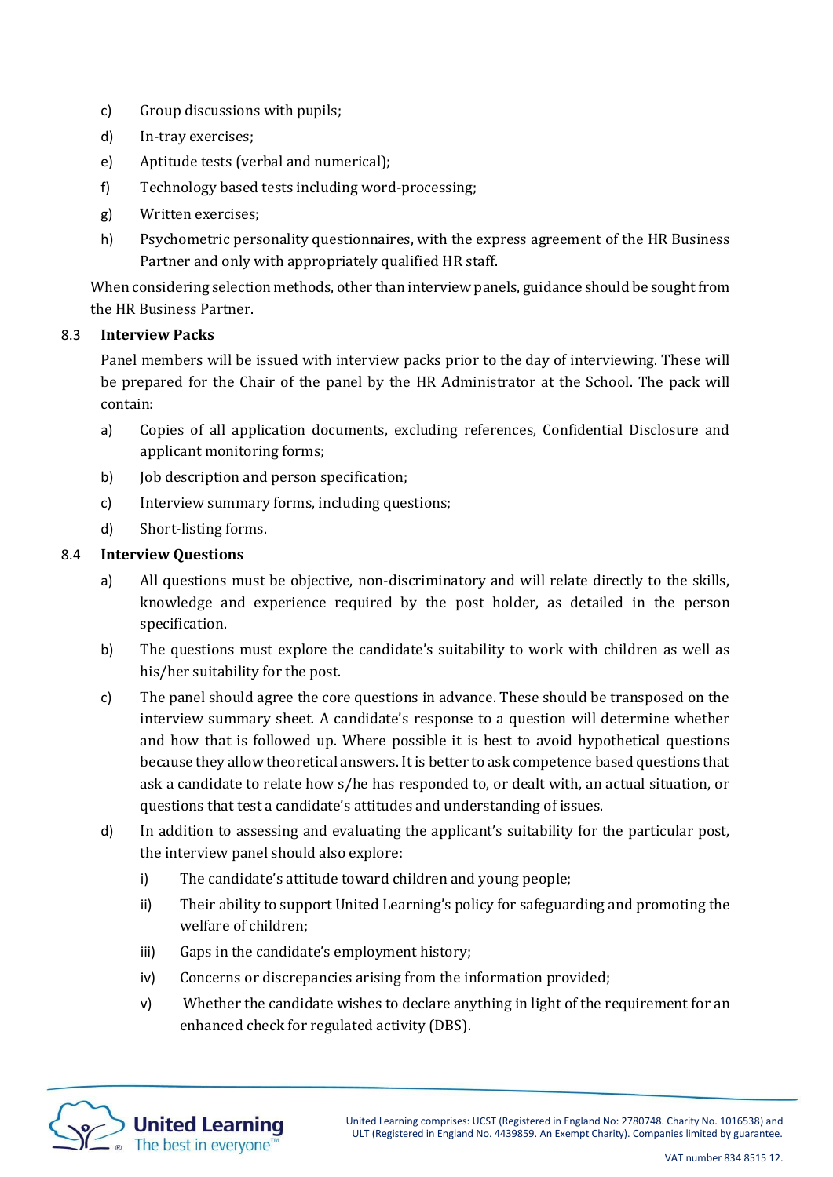c) Group discussions with pupils;

d) In-tray exercises;

e) Aptitude tests (verbal and numerical);

f) Technology based tests including word-processing;

g) Written exercises;

h) Psychometric personality questionnaires, with the express agreement of the HR Business Partner and only with appropriately qualified HR staff.

When considering selection methods, other than interview panels, guidance should be sought from the HR Business Partner.

### 8.3 Interview Packs

Panel members will be issued with interview packs prior to the day of interviewing. These will be prepared for the Chair of the panel by the HR Administrator at the School. The pack will contain:

a) Copies of all application documents, excluding references, Confidential Disclosure and applicant monitoring forms;

b) Job description and person specification;

c) Interview summary forms, including questions;

d) Short-listing forms.

### 8.4 Interview Questions

a) All questions must be objective, non-discriminatory and will relate directly to the skills, knowledge and experience required by the post holder, as detailed in the person specification.

b) The questions must explore the candidate's suitability to work with children as well as his/her suitability for the post.

c) The panel should agree the core questions in advance. These should be transposed on the interview summary sheet. A candidate's response to a question will determine whether and how that is followed up. Where possible it is best to avoid hypothetical questions because they allow theoretical answers. It is better to ask competence based questions that ask a candidate to relate how s/he has responded to, or dealt with, an actual situation, or questions that test a candidate's attitudes and understanding of issues.

d) In addition to assessing and evaluating the applicant's suitability for the particular post, the interview panel should also explore:

   i) The candidate's attitude toward children and young people;

   ii) Their ability to support United Learning's policy for safeguarding and promoting the welfare of children;

   iii) Gaps in the candidate's employment history;

   iv) Concerns or discrepancies arising from the information provided;

   v) Whether the candidate wishes to declare anything in light of the requirement for an enhanced check for regulated activity (DBS).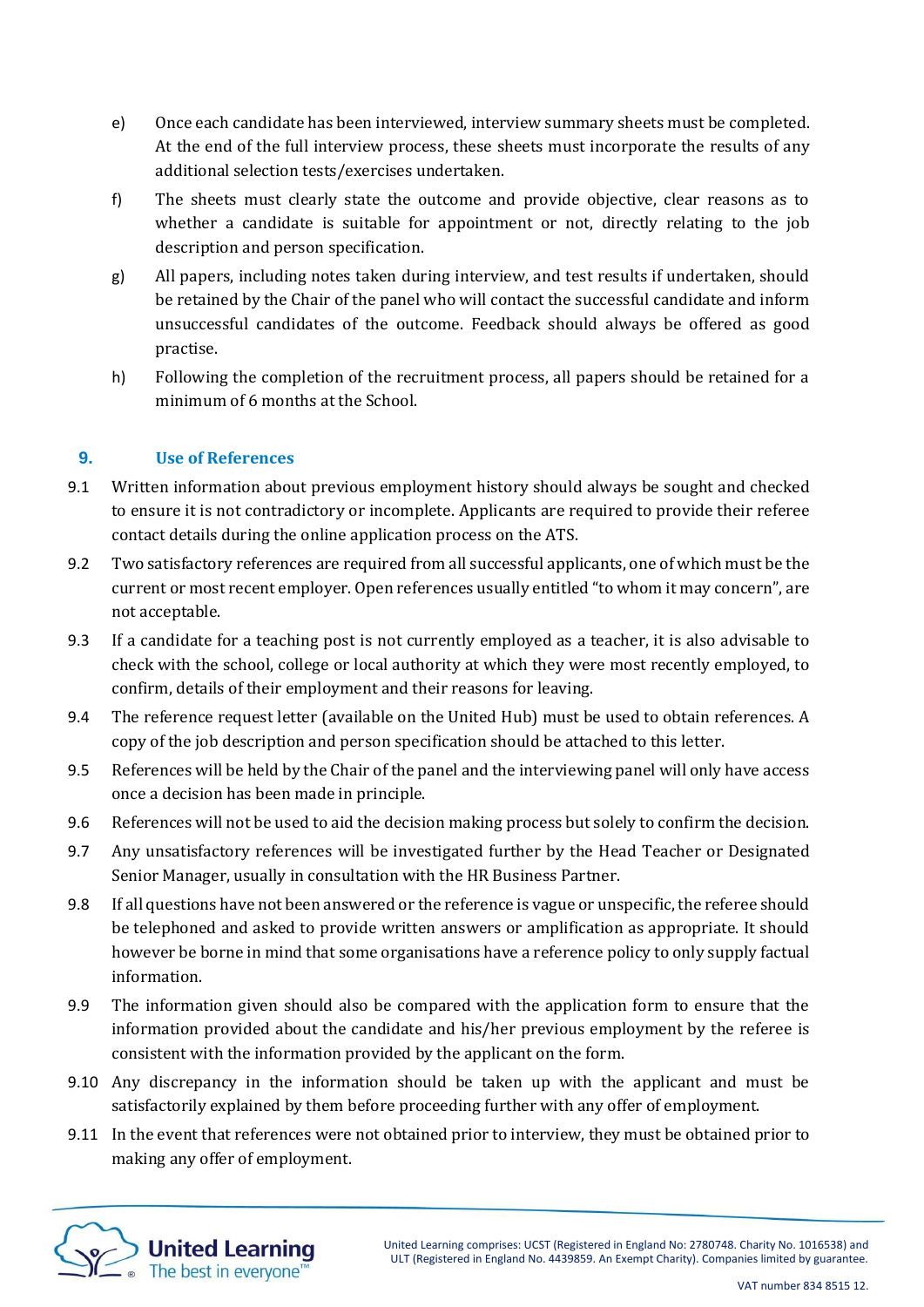e) Once each candidate has been interviewed, interview summary sheets must be completed. At the end of the full interview process, these sheets must incorporate the results of any additional selection tests/exercises undertaken.

f) The sheets must clearly state the outcome and provide objective, clear reasons as to whether a candidate is suitable for appointment or not, directly relating to the job description and person specification.

g) All papers, including notes taken during interview, and test results if undertaken, should be retained by the Chair of the panel who will contact the successful candidate and inform unsuccessful candidates of the outcome. Feedback should always be offered as good practise.

h) Following the completion of the recruitment process, all papers should be retained for a minimum of 6 months at the School.

## 9. Use of References

9.1 Written information about previous employment history should always be sought and checked to ensure it is not contradictory or incomplete. Applicants are required to provide their referee contact details during the online application process on the ATS.

9.2 Two satisfactory references are required from all successful applicants, one of which must be the current or most recent employer. Open references usually entitled "to whom it may concern", are not acceptable.

9.3 If a candidate for a teaching post is not currently employed as a teacher, it is also advisable to check with the school, college or local authority at which they were most recently employed, to confirm, details of their employment and their reasons for leaving.

9.4 The reference request letter (available on the United Hub) must be used to obtain references. A copy of the job description and person specification should be attached to this letter.

9.5 References will be held by the Chair of the panel and the interviewing panel will only have access once a decision has been made in principle.

9.6 References will not be used to aid the decision making process but solely to confirm the decision.

9.7 Any unsatisfactory references will be investigated further by the Head Teacher or Designated Senior Manager, usually in consultation with the HR Business Partner.

9.8 If all questions have not been answered or the reference is vague or unspecific, the referee should be telephoned and asked to provide written answers or amplification as appropriate. It should however be borne in mind that some organisations have a reference policy to only supply factual information.

9.9 The information given should also be compared with the application form to ensure that the information provided about the candidate and his/her previous employment by the referee is consistent with the information provided by the applicant on the form.

9.10 Any discrepancy in the information should be taken up with the applicant and must be satisfactorily explained by them before proceeding further with any offer of employment.

9.11 In the event that references were not obtained prior to interview, they must be obtained prior to making any offer of employment.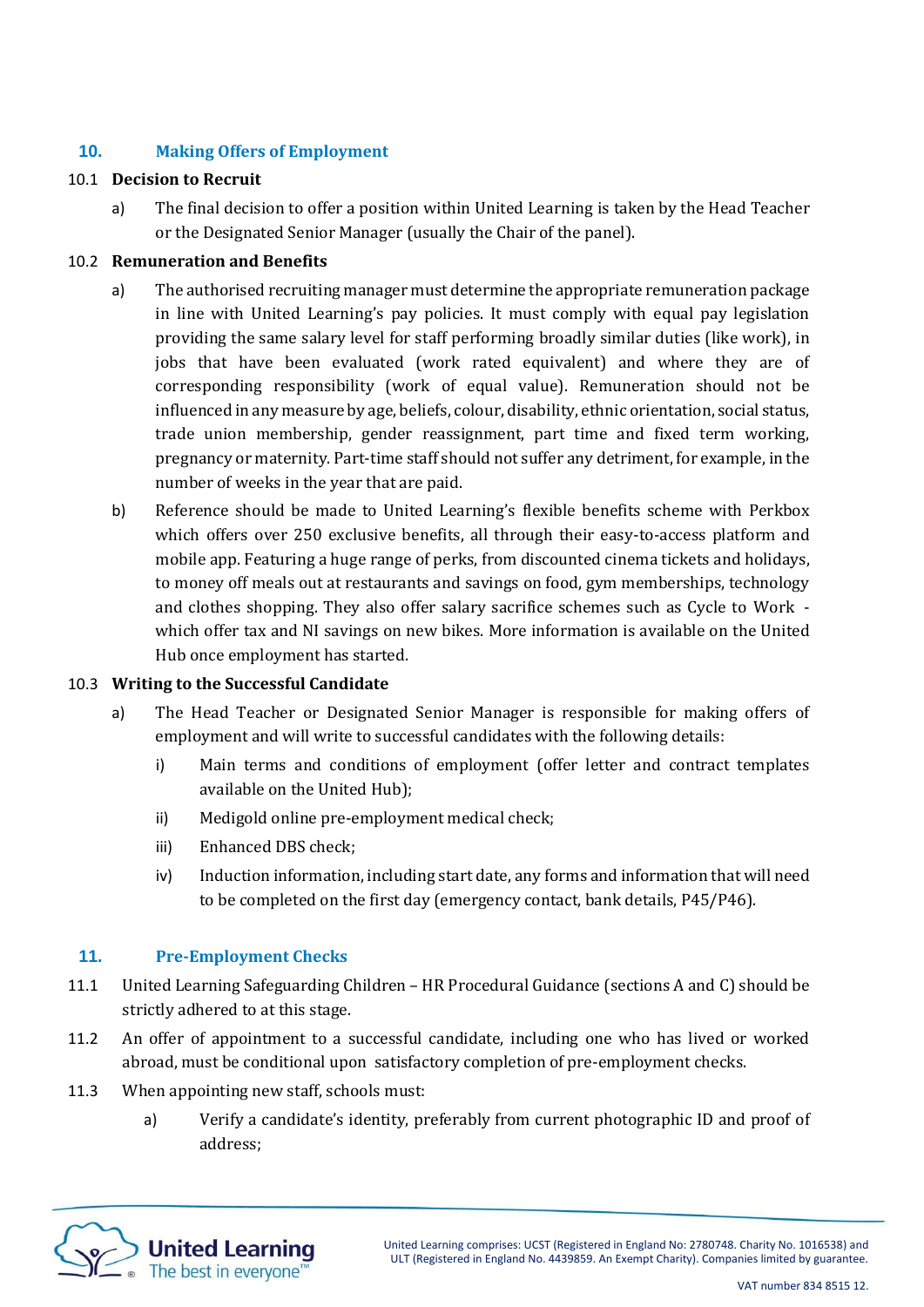## 10. Making Offers of Employment

### 10.1 Decision to Recruit

a) The final decision to offer a position within United Learning is taken by the Head Teacher or the Designated Senior Manager (usually the Chair of the panel).

### 10.2 Remuneration and Benefits

a) The authorised recruiting manager must determine the appropriate remuneration package in line with United Learning's pay policies. It must comply with equal pay legislation providing the same salary level for staff performing broadly similar duties (like work), in jobs that have been evaluated (work rated equivalent) and where they are of corresponding responsibility (work of equal value). Remuneration should not be influenced in any measure by age, beliefs, colour, disability, ethnic orientation, social status, trade union membership, gender reassignment, part time and fixed term working, pregnancy or maternity. Part-time staff should not suffer any detriment, for example, in the number of weeks in the year that are paid.

b) Reference should be made to United Learning's flexible benefits scheme with Perkbox which offers over 250 exclusive benefits, all through their easy-to-access platform and mobile app. Featuring a huge range of perks, from discounted cinema tickets and holidays, to money off meals out at restaurants and savings on food, gym memberships, technology and clothes shopping. They also offer salary sacrifice schemes such as Cycle to Work - which offer tax and NI savings on new bikes. More information is available on the United Hub once employment has started.

### 10.3 Writing to the Successful Candidate

a) The Head Teacher or Designated Senior Manager is responsible for making offers of employment and will write to successful candidates with the following details:

   i) Main terms and conditions of employment (offer letter and contract templates available on the United Hub);

   ii) Medigold online pre-employment medical check;

   iii) Enhanced DBS check;

   iv) Induction information, including start date, any forms and information that will need to be completed on the first day (emergency contact, bank details, P45/P46).

## 11. Pre-Employment Checks

11.1 United Learning Safeguarding Children – HR Procedural Guidance (sections A and C) should be strictly adhered to at this stage.

11.2 An offer of appointment to a successful candidate, including one who has lived or worked abroad, must be conditional upon satisfactory completion of pre-employment checks.

11.3 When appointing new staff, schools must:

a) Verify a candidate's identity, preferably from current photographic ID and proof of address;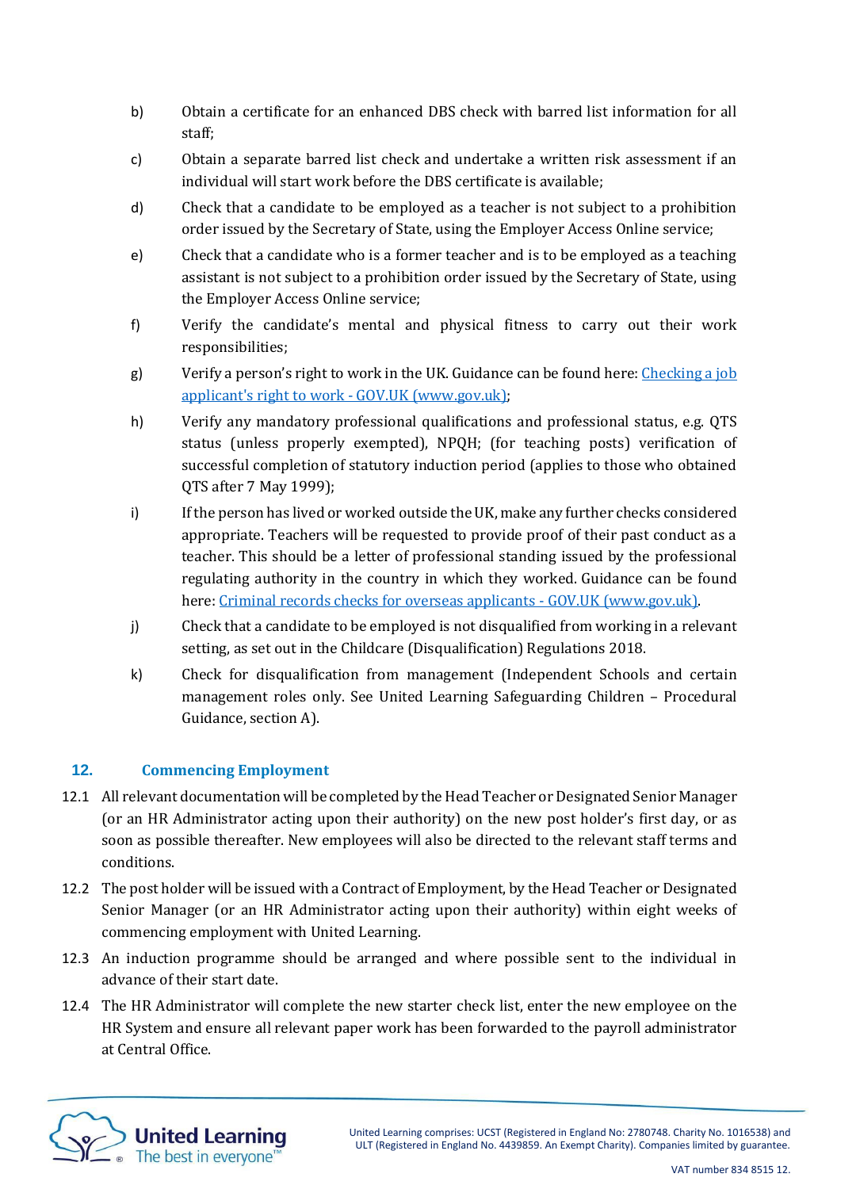b) Obtain a certificate for an enhanced DBS check with barred list information for all staff;

c) Obtain a separate barred list check and undertake a written risk assessment if an individual will start work before the DBS certificate is available;

d) Check that a candidate to be employed as a teacher is not subject to a prohibition order issued by the Secretary of State, using the Employer Access Online service;

e) Check that a candidate who is a former teacher and is to be employed as a teaching assistant is not subject to a prohibition order issued by the Secretary of State, using the Employer Access Online service;

f) Verify the candidate's mental and physical fitness to carry out their work responsibilities;

g) Verify a person's right to work in the UK. Guidance can be found here: [Checking a job applicant's right to work - GOV.UK (www.gov.uk)];

h) Verify any mandatory professional qualifications and professional status, e.g. QTS status (unless properly exempted), NPQH; (for teaching posts) verification of successful completion of statutory induction period (applies to those who obtained QTS after 7 May 1999);

i) If the person has lived or worked outside the UK, make any further checks considered appropriate. Teachers will be requested to provide proof of their past conduct as a teacher. This should be a letter of professional standing issued by the professional regulating authority in the country in which they worked. Guidance can be found here: [Criminal records checks for overseas applicants - GOV.UK (www.gov.uk)].

j) Check that a candidate to be employed is not disqualified from working in a relevant setting, as set out in the Childcare (Disqualification) Regulations 2018.

k) Check for disqualification from management (Independent Schools and certain management roles only. See United Learning Safeguarding Children – Procedural Guidance, section A).

## 12. Commencing Employment

12.1 All relevant documentation will be completed by the Head Teacher or Designated Senior Manager (or an HR Administrator acting upon their authority) on the new post holder's first day, or as soon as possible thereafter. New employees will also be directed to the relevant staff terms and conditions.

12.2 The post holder will be issued with a Contract of Employment, by the Head Teacher or Designated Senior Manager (or an HR Administrator acting upon their authority) within eight weeks of commencing employment with United Learning.

12.3 An induction programme should be arranged and where possible sent to the individual in advance of their start date.

12.4 The HR Administrator will complete the new starter check list, enter the new employee on the HR System and ensure all relevant paper work has been forwarded to the payroll administrator at Central Office.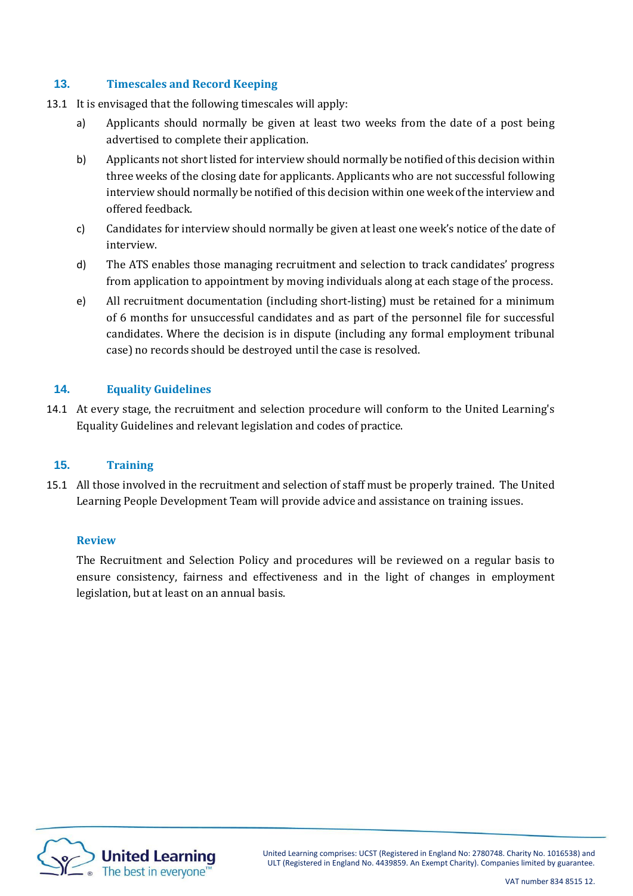## 13. Timescales and Record Keeping

13.1 It is envisaged that the following timescales will apply:

a) Applicants should normally be given at least two weeks from the date of a post being advertised to complete their application.

b) Applicants not short listed for interview should normally be notified of this decision within three weeks of the closing date for applicants. Applicants who are not successful following interview should normally be notified of this decision within one week of the interview and offered feedback.

c) Candidates for interview should normally be given at least one week's notice of the date of interview.

d) The ATS enables those managing recruitment and selection to track candidates' progress from application to appointment by moving individuals along at each stage of the process.

e) All recruitment documentation (including short-listing) must be retained for a minimum of 6 months for unsuccessful candidates and as part of the personnel file for successful candidates. Where the decision is in dispute (including any formal employment tribunal case) no records should be destroyed until the case is resolved.

## 14. Equality Guidelines

14.1 At every stage, the recruitment and selection procedure will conform to the United Learning's Equality Guidelines and relevant legislation and codes of practice.

## 15. Training

15.1 All those involved in the recruitment and selection of staff must be properly trained. The United Learning People Development Team will provide advice and assistance on training issues.

### Review

The Recruitment and Selection Policy and procedures will be reviewed on a regular basis to ensure consistency, fairness and effectiveness and in the light of changes in employment legislation, but at least on an annual basis.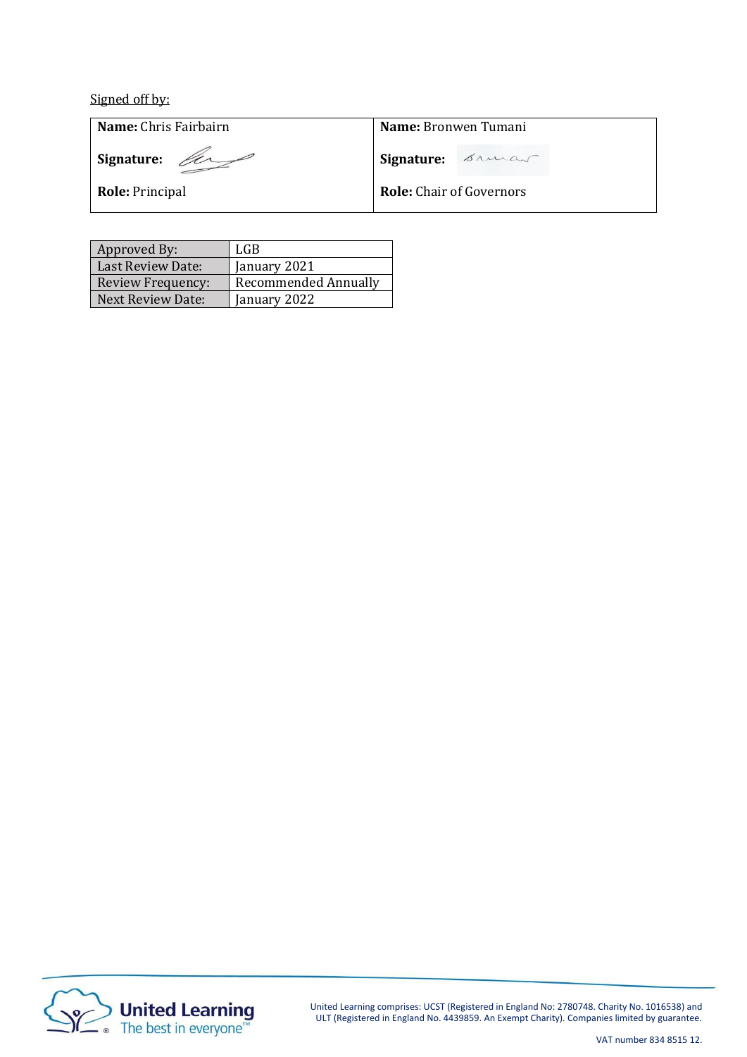Signed off by:

| | |
|---|---|
| **Name:** Chris Fairbairn | **Name:** Bronwen Tumani |
| **Signature:** | **Signature:** |
| **Role:** Principal | **Role:** Chair of Governors |

| | |
|---|---|
| Approved By: | LGB |
| Last Review Date: | January 2021 |
| Review Frequency: | Recommended Annually |
| Next Review Date: | January 2022 |

United Learning comprises: UCST (Registered in England No: 2780748. Charity No. 1016538) and ULT (Registered in England No. 4439859. An Exempt Charity). Companies limited by guarantee.

VAT number 834 8515 12.